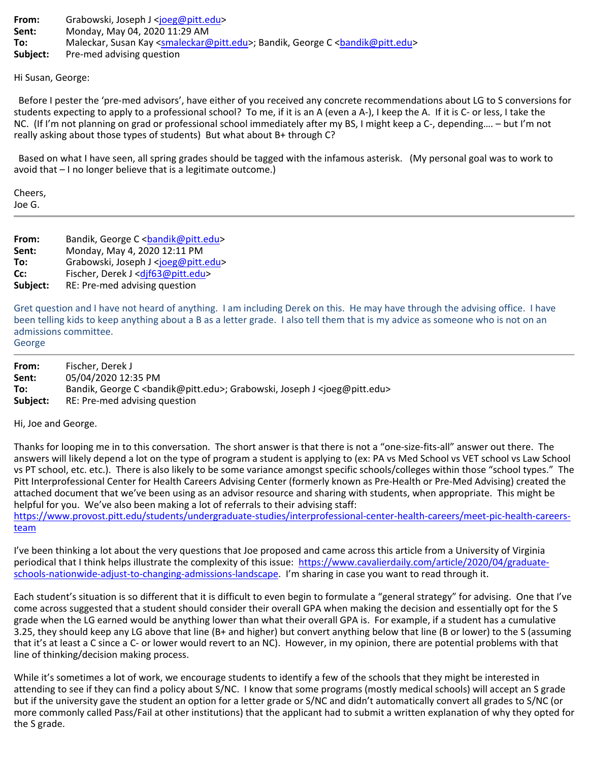**From:** Grabowski, Joseph J <joeg@pitt.edu>
**Sent:** Monday, May 04, 2020 11:29 AM
**To:** Maleckar, Susan Kay <smaleckar@pitt.edu>; Bandik, George C <bandik@pitt.edu>
**Subject:** Pre-med advising question

Hi Susan, George:

Before I pester the 'pre-med advisors', have either of you received any concrete recommendations about LG to S conversions for students expecting to apply to a professional school? To me, if it is an A (even a A-), I keep the A. If it is C- or less, I take the NC. (If I'm not planning on grad or professional school immediately after my BS, I might keep a C-, depending…. – but I'm not really asking about those types of students) But what about B+ through C?

Based on what I have seen, all spring grades should be tagged with the infamous asterisk. (My personal goal was to work to avoid that – I no longer believe that is a legitimate outcome.)

Cheers,
Joe G.

---

**From:** Bandik, George C <bandik@pitt.edu>
**Sent:** Monday, May 4, 2020 12:11 PM
**To:** Grabowski, Joseph J <joeg@pitt.edu>
**Cc:** Fischer, Derek J <djf63@pitt.edu>
**Subject:** RE: Pre-med advising question

Gret question and I have not heard of anything. I am including Derek on this. He may have through the advising office. I have been telling kids to keep anything about a B as a letter grade. I also tell them that is my advice as someone who is not on an admissions committee.
George

---

**From:** Fischer, Derek J
**Sent:** 05/04/2020 12:35 PM
**To:** Bandik, George C <bandik@pitt.edu>; Grabowski, Joseph J <joeg@pitt.edu>
**Subject:** RE: Pre-med advising question

Hi, Joe and George.

Thanks for looping me in to this conversation. The short answer is that there is not a "one-size-fits-all" answer out there. The answers will likely depend a lot on the type of program a student is applying to (ex: PA vs Med School vs VET school vs Law School vs PT school, etc. etc.). There is also likely to be some variance amongst specific schools/colleges within those "school types." The Pitt Interprofessional Center for Health Careers Advising Center (formerly known as Pre-Health or Pre-Med Advising) created the attached document that we've been using as an advisor resource and sharing with students, when appropriate. This might be helpful for you. We've also been making a lot of referrals to their advising staff: https://www.provost.pitt.edu/students/undergraduate-studies/interprofessional-center-health-careers/meet-pic-health-careers-team

I've been thinking a lot about the very questions that Joe proposed and came across this article from a University of Virginia periodical that I think helps illustrate the complexity of this issue: https://www.cavalierdaily.com/article/2020/04/graduate-schools-nationwide-adjust-to-changing-admissions-landscape. I'm sharing in case you want to read through it.

Each student's situation is so different that it is difficult to even begin to formulate a "general strategy" for advising. One that I've come across suggested that a student should consider their overall GPA when making the decision and essentially opt for the S grade when the LG earned would be anything lower than what their overall GPA is. For example, if a student has a cumulative 3.25, they should keep any LG above that line (B+ and higher) but convert anything below that line (B or lower) to the S (assuming that it's at least a C since a C- or lower would revert to an NC). However, in my opinion, there are potential problems with that line of thinking/decision making process.

While it's sometimes a lot of work, we encourage students to identify a few of the schools that they might be interested in attending to see if they can find a policy about S/NC. I know that some programs (mostly medical schools) will accept an S grade but if the university gave the student an option for a letter grade or S/NC and didn't automatically convert all grades to S/NC (or more commonly called Pass/Fail at other institutions) that the applicant had to submit a written explanation of why they opted for the S grade.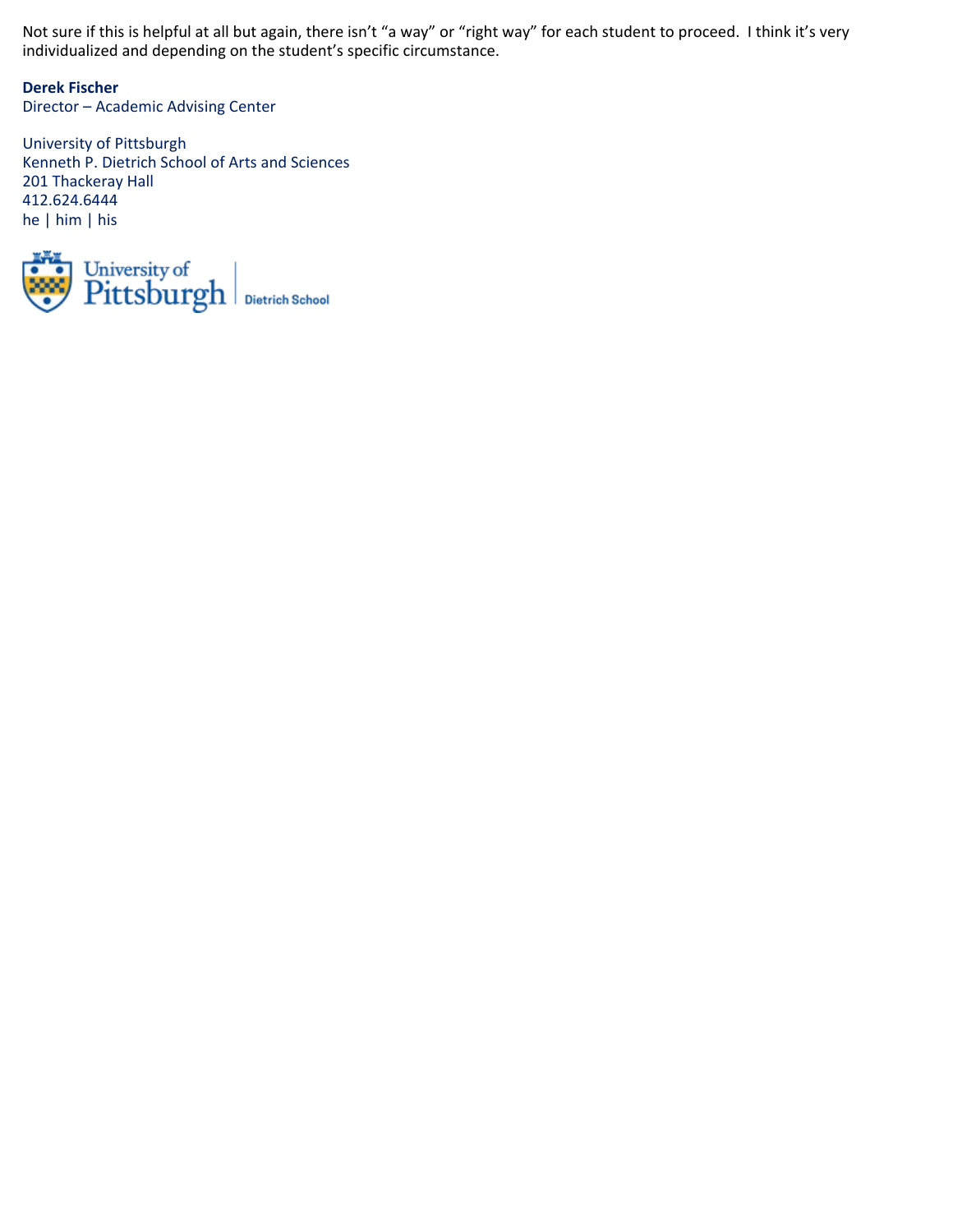Not sure if this is helpful at all but again, there isn't "a way" or "right way" for each student to proceed. I think it's very individualized and depending on the student's specific circumstance.

**Derek Fischer**
Director – Academic Advising Center

University of Pittsburgh
Kenneth P. Dietrich School of Arts and Sciences
201 Thackeray Hall
412.624.6444
he | him | his

University of Pittsburgh | Dietrich School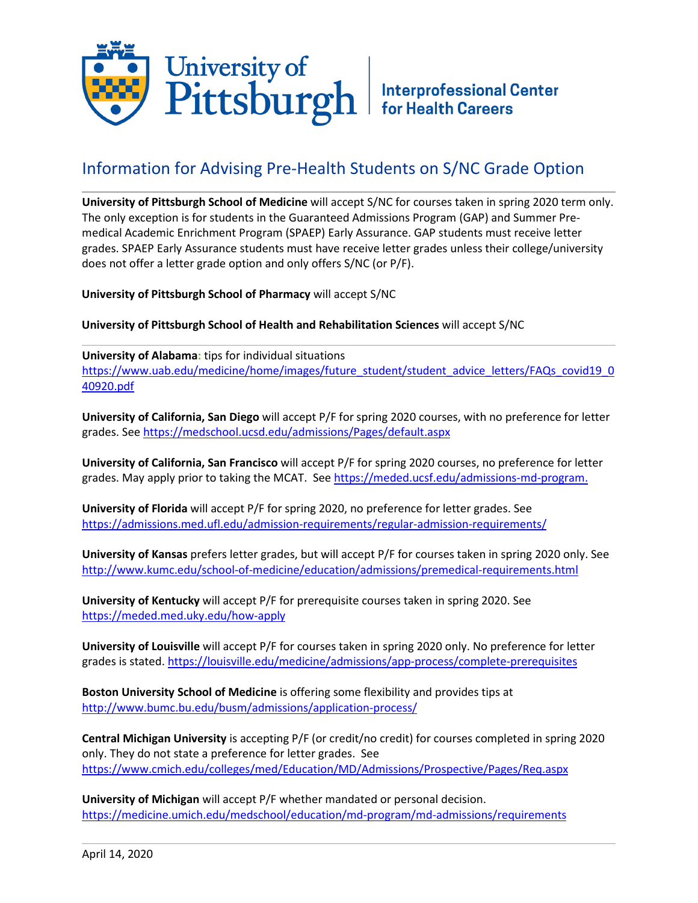University of Pittsburgh | Interprofessional Center for Health Careers

# Information for Advising Pre-Health Students on S/NC Grade Option

**University of Pittsburgh School of Medicine** will accept S/NC for courses taken in spring 2020 term only. The only exception is for students in the Guaranteed Admissions Program (GAP) and Summer Pre-medical Academic Enrichment Program (SPAEP) Early Assurance. GAP students must receive letter grades. SPAEP Early Assurance students must have receive letter grades unless their college/university does not offer a letter grade option and only offers S/NC (or P/F).

**University of Pittsburgh School of Pharmacy** will accept S/NC

**University of Pittsburgh School of Health and Rehabilitation Sciences** will accept S/NC

---

**University of Alabama:** tips for individual situations
https://www.uab.edu/medicine/home/images/future_student/student_advice_letters/FAQs_covid19_040920.pdf

**University of California, San Diego** will accept P/F for spring 2020 courses, with no preference for letter grades. See https://medschool.ucsd.edu/admissions/Pages/default.aspx

**University of California, San Francisco** will accept P/F for spring 2020 courses, no preference for letter grades. May apply prior to taking the MCAT. See https://meded.ucsf.edu/admissions-md-program.

**University of Florida** will accept P/F for spring 2020, no preference for letter grades. See https://admissions.med.ufl.edu/admission-requirements/regular-admission-requirements/

**University of Kansas** prefers letter grades, but will accept P/F for courses taken in spring 2020 only. See http://www.kumc.edu/school-of-medicine/education/admissions/premedical-requirements.html

**University of Kentucky** will accept P/F for prerequisite courses taken in spring 2020. See https://meded.med.uky.edu/how-apply

**University of Louisville** will accept P/F for courses taken in spring 2020 only. No preference for letter grades is stated. https://louisville.edu/medicine/admissions/app-process/complete-prerequisites

**Boston University School of Medicine** is offering some flexibility and provides tips at http://www.bumc.bu.edu/busm/admissions/application-process/

**Central Michigan University** is accepting P/F (or credit/no credit) for courses completed in spring 2020 only. They do not state a preference for letter grades. See https://www.cmich.edu/colleges/med/Education/MD/Admissions/Prospective/Pages/Req.aspx

**University of Michigan** will accept P/F whether mandated or personal decision.
https://medicine.umich.edu/medschool/education/md-program/md-admissions/requirements

---

April 14, 2020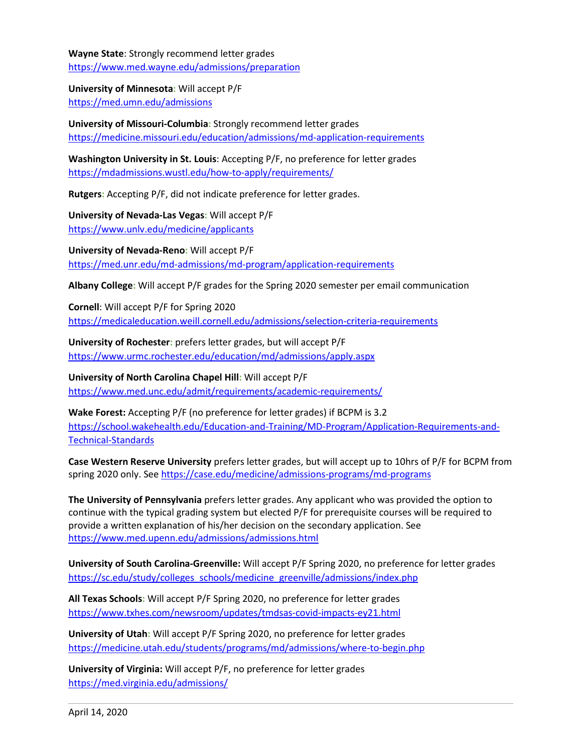**Wayne State**: Strongly recommend letter grades
https://www.med.wayne.edu/admissions/preparation

**University of Minnesota**: Will accept P/F
https://med.umn.edu/admissions

**University of Missouri-Columbia**: Strongly recommend letter grades
https://medicine.missouri.edu/education/admissions/md-application-requirements

**Washington University in St. Louis**: Accepting P/F, no preference for letter grades
https://mdadmissions.wustl.edu/how-to-apply/requirements/

**Rutgers**: Accepting P/F, did not indicate preference for letter grades.

**University of Nevada-Las Vegas**: Will accept P/F
https://www.unlv.edu/medicine/applicants

**University of Nevada-Reno**: Will accept P/F
https://med.unr.edu/md-admissions/md-program/application-requirements

**Albany College**: Will accept P/F grades for the Spring 2020 semester per email communication

**Cornell**: Will accept P/F for Spring 2020
https://medicaleducation.weill.cornell.edu/admissions/selection-criteria-requirements

**University of Rochester**: prefers letter grades, but will accept P/F
https://www.urmc.rochester.edu/education/md/admissions/apply.aspx

**University of North Carolina Chapel Hill**: Will accept P/F
https://www.med.unc.edu/admit/requirements/academic-requirements/

**Wake Forest:** Accepting P/F (no preference for letter grades) if BCPM is 3.2
https://school.wakehealth.edu/Education-and-Training/MD-Program/Application-Requirements-and-Technical-Standards

**Case Western Reserve University** prefers letter grades, but will accept up to 10hrs of P/F for BCPM from spring 2020 only. See https://case.edu/medicine/admissions-programs/md-programs

**The University of Pennsylvania** prefers letter grades. Any applicant who was provided the option to continue with the typical grading system but elected P/F for prerequisite courses will be required to provide a written explanation of his/her decision on the secondary application. See https://www.med.upenn.edu/admissions/admissions.html

**University of South Carolina-Greenville:** Will accept P/F Spring 2020, no preference for letter grades
https://sc.edu/study/colleges_schools/medicine_greenville/admissions/index.php

**All Texas Schools**: Will accept P/F Spring 2020, no preference for letter grades
https://www.txhes.com/newsroom/updates/tmdsas-covid-impacts-ey21.html

**University of Utah**: Will accept P/F Spring 2020, no preference for letter grades
https://medicine.utah.edu/students/programs/md/admissions/where-to-begin.php

**University of Virginia:** Will accept P/F, no preference for letter grades
https://med.virginia.edu/admissions/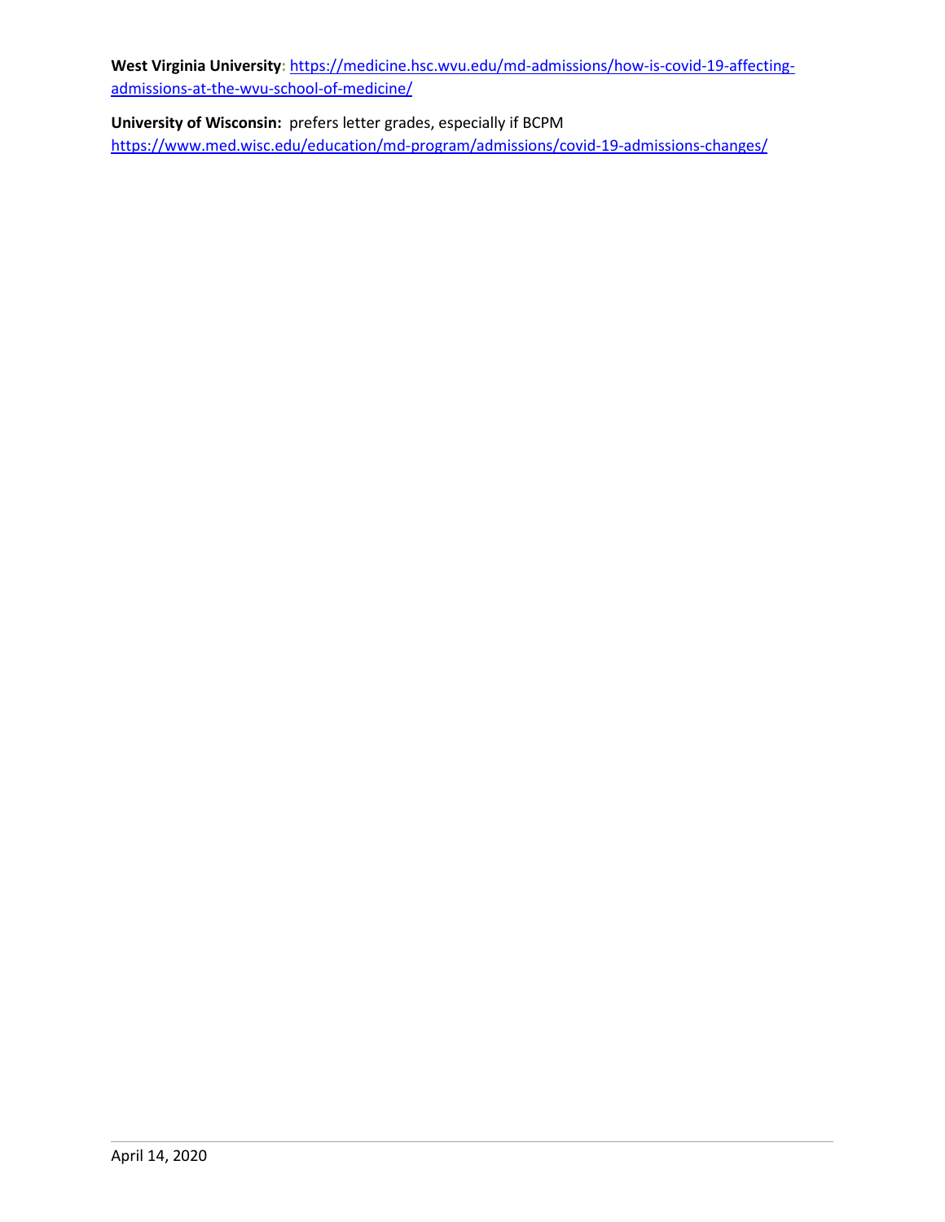**West Virginia University**: https://medicine.hsc.wvu.edu/md-admissions/how-is-covid-19-affecting-admissions-at-the-wvu-school-of-medicine/

**University of Wisconsin:** prefers letter grades, especially if BCPM
https://www.med.wisc.edu/education/md-program/admissions/covid-19-admissions-changes/